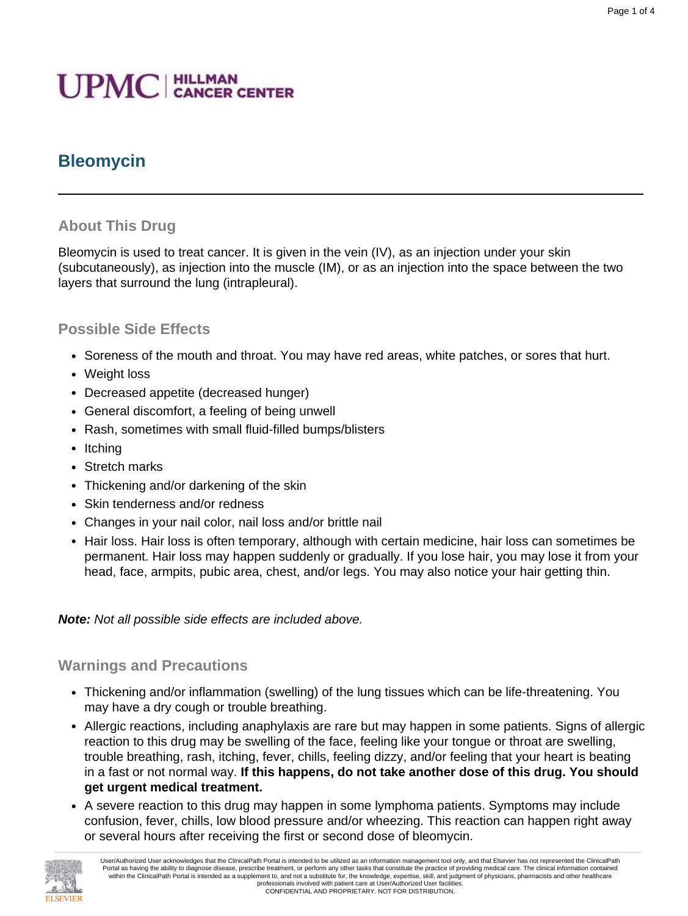UPMC | HILLMAN CANCER CENTER

# Bleomycin

## About This Drug

Bleomycin is used to treat cancer. It is given in the vein (IV), as an injection under your skin (subcutaneously), as injection into the muscle (IM), or as an injection into the space between the two layers that surround the lung (intrapleural).

## Possible Side Effects

- Soreness of the mouth and throat. You may have red areas, white patches, or sores that hurt.
- Weight loss
- Decreased appetite (decreased hunger)
- General discomfort, a feeling of being unwell
- Rash, sometimes with small fluid-filled bumps/blisters
- Itching
- Stretch marks
- Thickening and/or darkening of the skin
- Skin tenderness and/or redness
- Changes in your nail color, nail loss and/or brittle nail
- Hair loss. Hair loss is often temporary, although with certain medicine, hair loss can sometimes be permanent. Hair loss may happen suddenly or gradually. If you lose hair, you may lose it from your head, face, armpits, pubic area, chest, and/or legs. You may also notice your hair getting thin.

***Note:*** *Not all possible side effects are included above.*

## Warnings and Precautions

- Thickening and/or inflammation (swelling) of the lung tissues which can be life-threatening. You may have a dry cough or trouble breathing.
- Allergic reactions, including anaphylaxis are rare but may happen in some patients. Signs of allergic reaction to this drug may be swelling of the face, feeling like your tongue or throat are swelling, trouble breathing, rash, itching, fever, chills, feeling dizzy, and/or feeling that your heart is beating in a fast or not normal way. **If this happens, do not take another dose of this drug. You should get urgent medical treatment.**
- A severe reaction to this drug may happen in some lymphoma patients. Symptoms may include confusion, fever, chills, low blood pressure and/or wheezing. This reaction can happen right away or several hours after receiving the first or second dose of bleomycin.

User/Authorized User acknowledges that the ClinicalPath Portal is intended to be utilized as an information management tool only, and that Elsevier has not represented the ClinicalPath Portal as having the ability to diagnose disease, prescribe treatment, or perform any other tasks that constitute the practice of providing medical care. The clinical information contained within the ClinicalPath Portal is intended as a supplement to, and not a substitute for, the knowledge, expertise, skill, and judgment of physicians, pharmacists and other healthcare professionals involved with patient care at User/Authorized User facilities.
CONFIDENTIAL AND PROPRIETARY. NOT FOR DISTRIBUTION.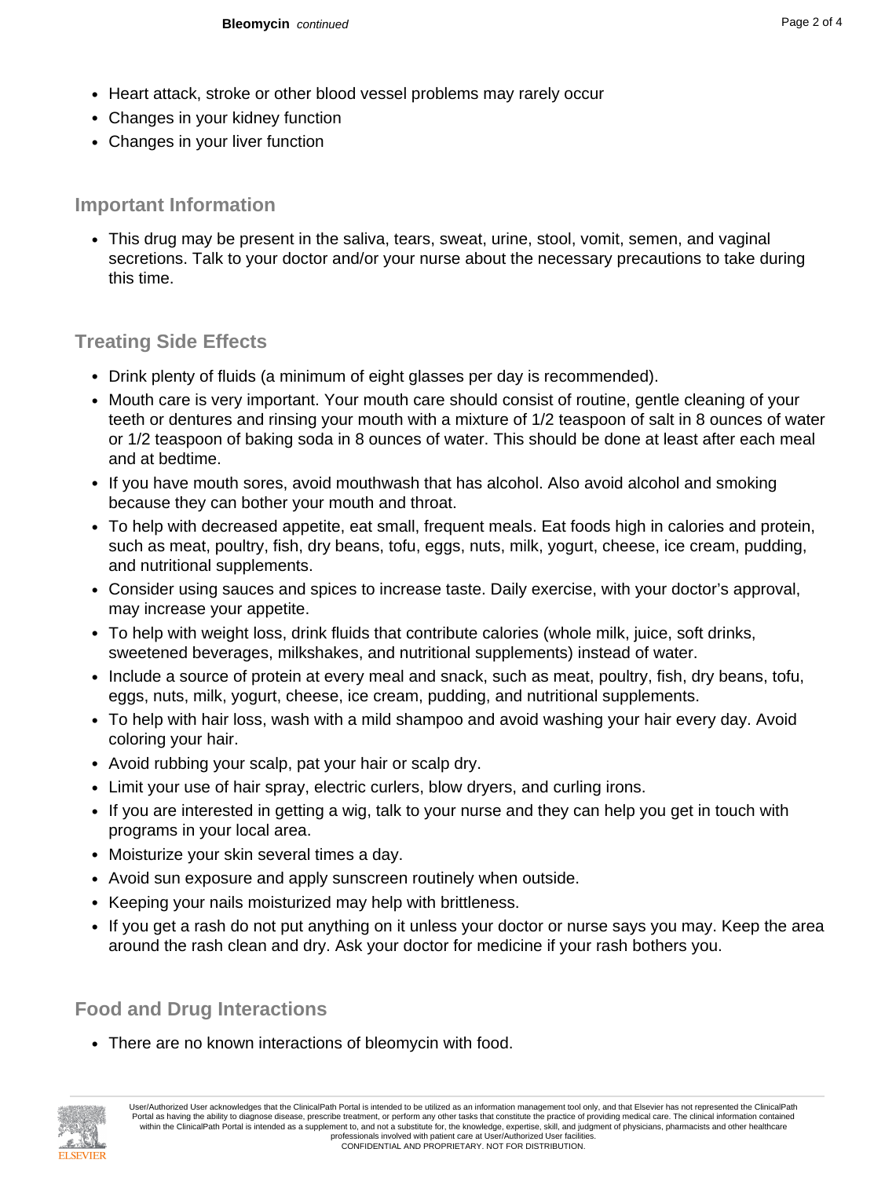- Heart attack, stroke or other blood vessel problems may rarely occur
- Changes in your kidney function
- Changes in your liver function

## Important Information

- This drug may be present in the saliva, tears, sweat, urine, stool, vomit, semen, and vaginal secretions. Talk to your doctor and/or your nurse about the necessary precautions to take during this time.

## Treating Side Effects

- Drink plenty of fluids (a minimum of eight glasses per day is recommended).
- Mouth care is very important. Your mouth care should consist of routine, gentle cleaning of your teeth or dentures and rinsing your mouth with a mixture of 1/2 teaspoon of salt in 8 ounces of water or 1/2 teaspoon of baking soda in 8 ounces of water. This should be done at least after each meal and at bedtime.
- If you have mouth sores, avoid mouthwash that has alcohol. Also avoid alcohol and smoking because they can bother your mouth and throat.
- To help with decreased appetite, eat small, frequent meals. Eat foods high in calories and protein, such as meat, poultry, fish, dry beans, tofu, eggs, nuts, milk, yogurt, cheese, ice cream, pudding, and nutritional supplements.
- Consider using sauces and spices to increase taste. Daily exercise, with your doctor's approval, may increase your appetite.
- To help with weight loss, drink fluids that contribute calories (whole milk, juice, soft drinks, sweetened beverages, milkshakes, and nutritional supplements) instead of water.
- Include a source of protein at every meal and snack, such as meat, poultry, fish, dry beans, tofu, eggs, nuts, milk, yogurt, cheese, ice cream, pudding, and nutritional supplements.
- To help with hair loss, wash with a mild shampoo and avoid washing your hair every day. Avoid coloring your hair.
- Avoid rubbing your scalp, pat your hair or scalp dry.
- Limit your use of hair spray, electric curlers, blow dryers, and curling irons.
- If you are interested in getting a wig, talk to your nurse and they can help you get in touch with programs in your local area.
- Moisturize your skin several times a day.
- Avoid sun exposure and apply sunscreen routinely when outside.
- Keeping your nails moisturized may help with brittleness.
- If you get a rash do not put anything on it unless your doctor or nurse says you may. Keep the area around the rash clean and dry. Ask your doctor for medicine if your rash bothers you.

## Food and Drug Interactions

- There are no known interactions of bleomycin with food.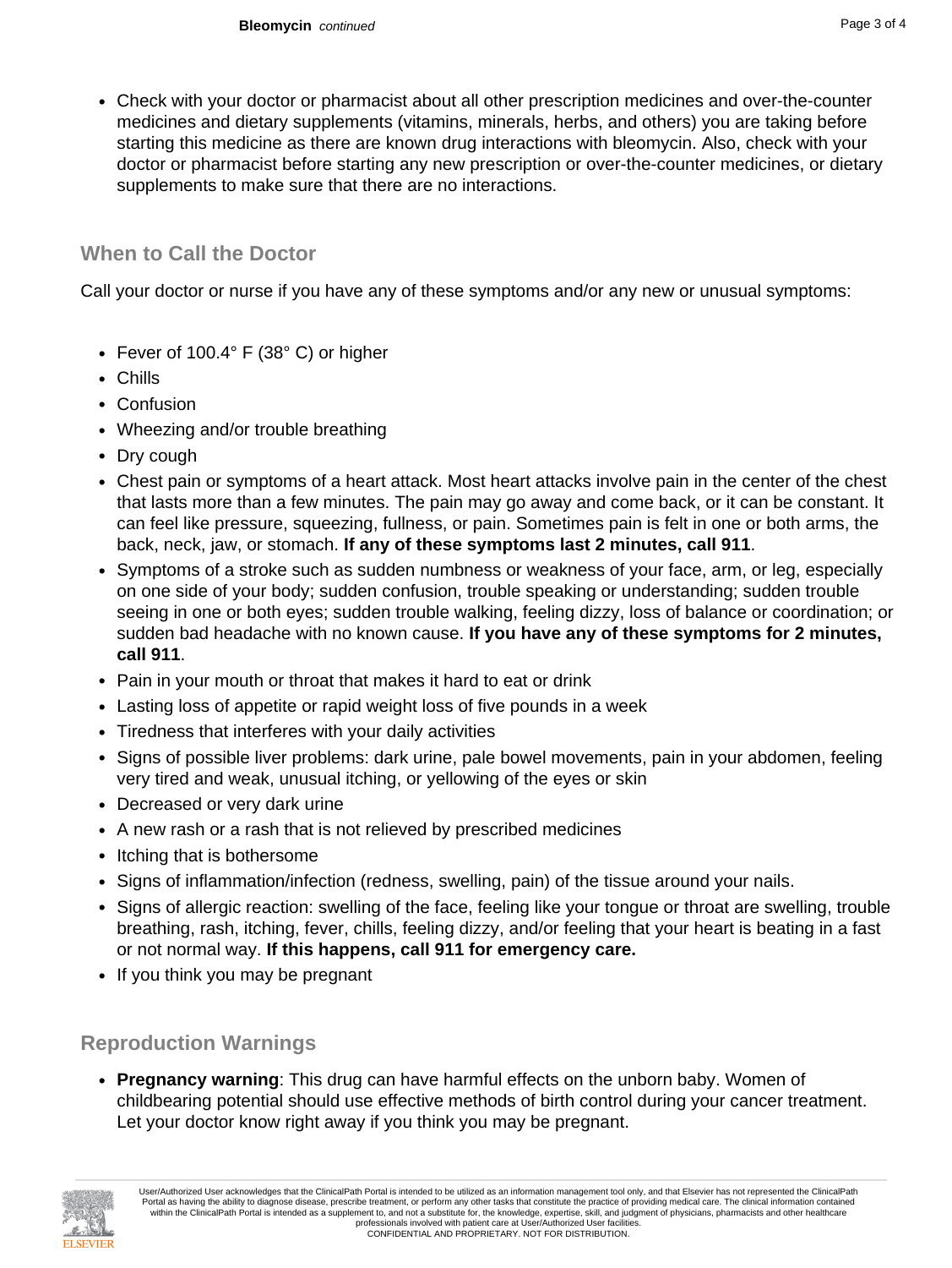- Check with your doctor or pharmacist about all other prescription medicines and over-the-counter medicines and dietary supplements (vitamins, minerals, herbs, and others) you are taking before starting this medicine as there are known drug interactions with bleomycin. Also, check with your doctor or pharmacist before starting any new prescription or over-the-counter medicines, or dietary supplements to make sure that there are no interactions.

## When to Call the Doctor

Call your doctor or nurse if you have any of these symptoms and/or any new or unusual symptoms:

- Fever of 100.4° F (38° C) or higher
- Chills
- Confusion
- Wheezing and/or trouble breathing
- Dry cough
- Chest pain or symptoms of a heart attack. Most heart attacks involve pain in the center of the chest that lasts more than a few minutes. The pain may go away and come back, or it can be constant. It can feel like pressure, squeezing, fullness, or pain. Sometimes pain is felt in one or both arms, the back, neck, jaw, or stomach. **If any of these symptoms last 2 minutes, call 911**.
- Symptoms of a stroke such as sudden numbness or weakness of your face, arm, or leg, especially on one side of your body; sudden confusion, trouble speaking or understanding; sudden trouble seeing in one or both eyes; sudden trouble walking, feeling dizzy, loss of balance or coordination; or sudden bad headache with no known cause. **If you have any of these symptoms for 2 minutes, call 911**.
- Pain in your mouth or throat that makes it hard to eat or drink
- Lasting loss of appetite or rapid weight loss of five pounds in a week
- Tiredness that interferes with your daily activities
- Signs of possible liver problems: dark urine, pale bowel movements, pain in your abdomen, feeling very tired and weak, unusual itching, or yellowing of the eyes or skin
- Decreased or very dark urine
- A new rash or a rash that is not relieved by prescribed medicines
- Itching that is bothersome
- Signs of inflammation/infection (redness, swelling, pain) of the tissue around your nails.
- Signs of allergic reaction: swelling of the face, feeling like your tongue or throat are swelling, trouble breathing, rash, itching, fever, chills, feeling dizzy, and/or feeling that your heart is beating in a fast or not normal way. **If this happens, call 911 for emergency care.**
- If you think you may be pregnant

## Reproduction Warnings

- **Pregnancy warning**: This drug can have harmful effects on the unborn baby. Women of childbearing potential should use effective methods of birth control during your cancer treatment. Let your doctor know right away if you think you may be pregnant.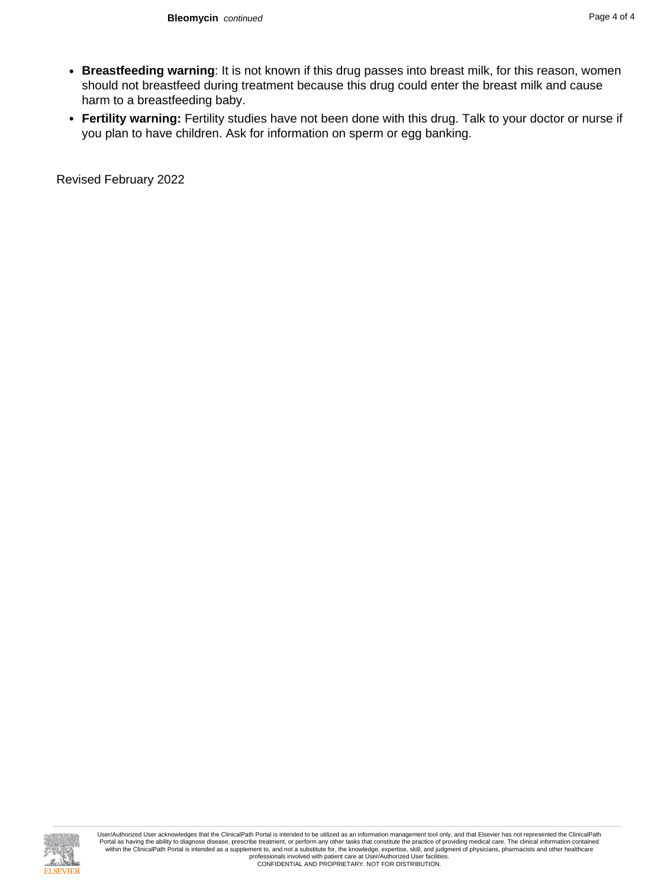- **Breastfeeding warning**: It is not known if this drug passes into breast milk, for this reason, women should not breastfeed during treatment because this drug could enter the breast milk and cause harm to a breastfeeding baby.
- **Fertility warning:** Fertility studies have not been done with this drug. Talk to your doctor or nurse if you plan to have children. Ask for information on sperm or egg banking.

Revised February 2022